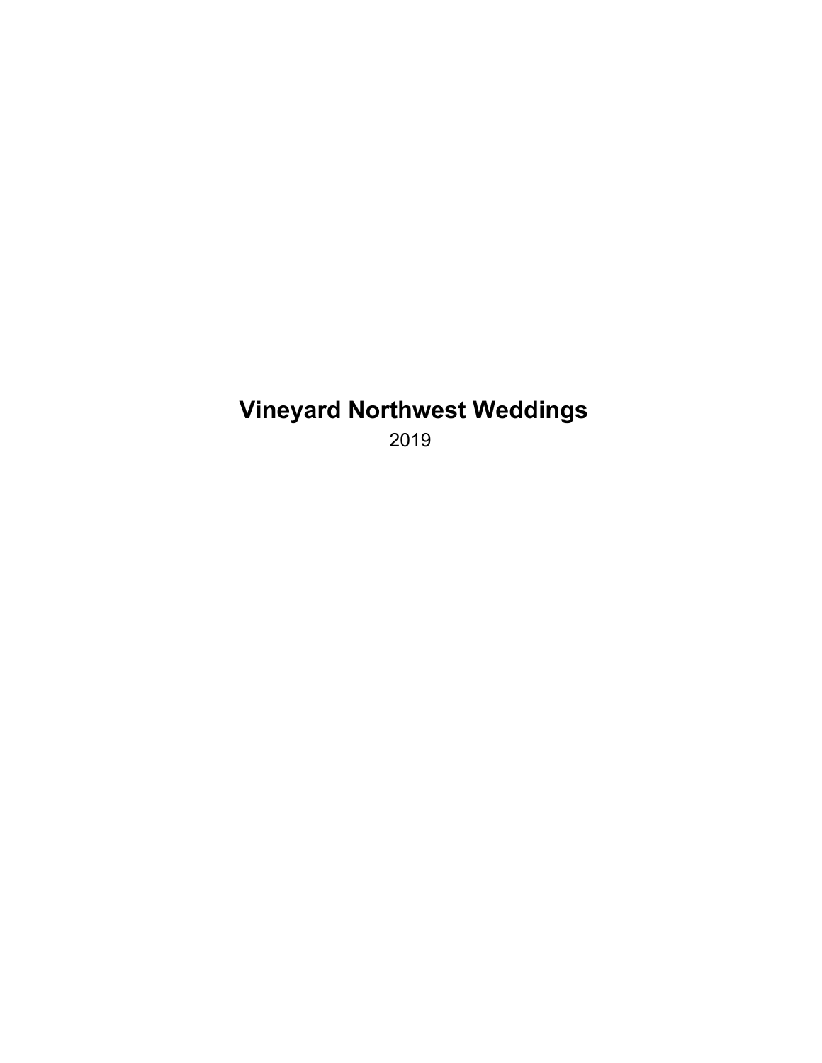# Vineyard Northwest Weddings

2019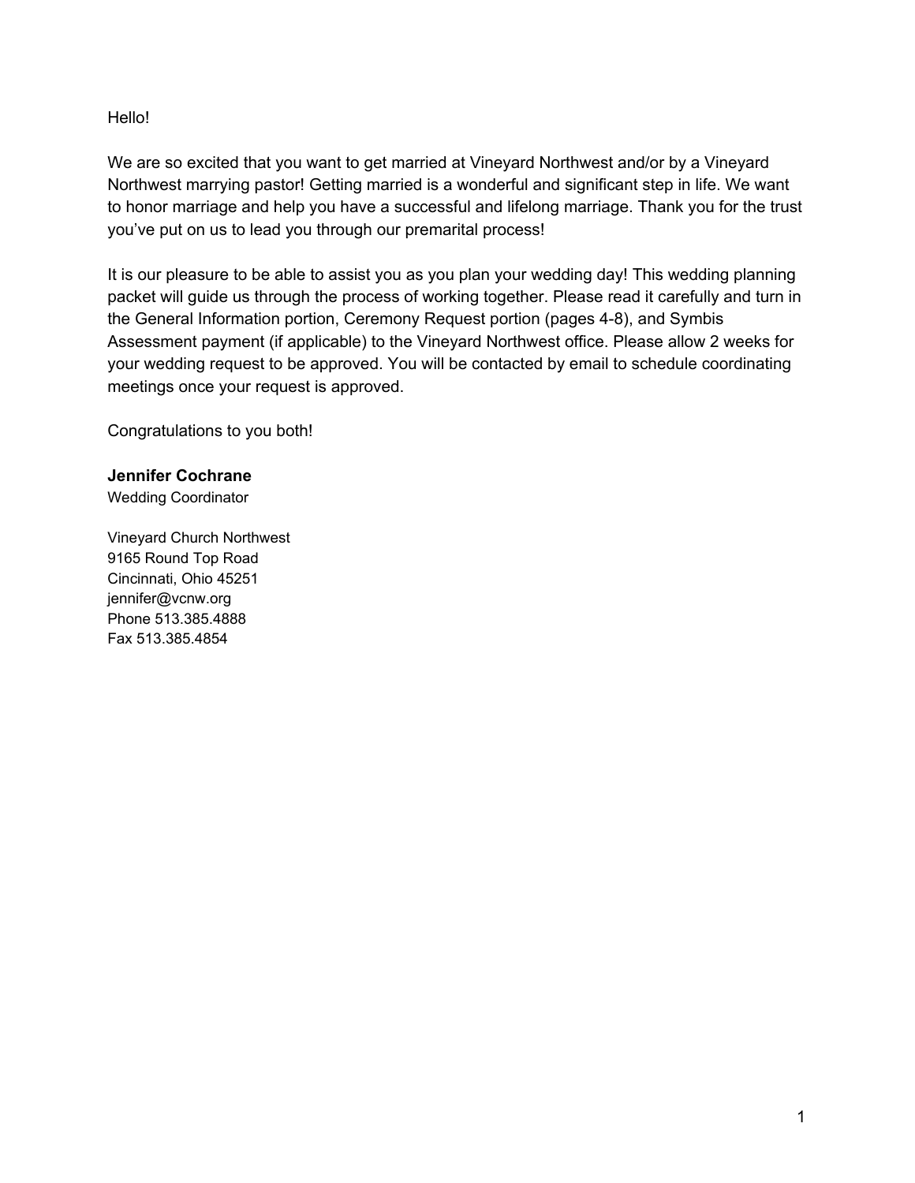Hello!

We are so excited that you want to get married at Vineyard Northwest and/or by a Vineyard Northwest marrying pastor! Getting married is a wonderful and significant step in life. We want to honor marriage and help you have a successful and lifelong marriage. Thank you for the trust you've put on us to lead you through our premarital process!

It is our pleasure to be able to assist you as you plan your wedding day! This wedding planning packet will guide us through the process of working together. Please read it carefully and turn in the General Information portion, Ceremony Request portion (pages 4-8), and Symbis Assessment payment (if applicable) to the Vineyard Northwest office. Please allow 2 weeks for your wedding request to be approved. You will be contacted by email to schedule coordinating meetings once your request is approved.

Congratulations to you both!

**Jennifer Cochrane**
Wedding Coordinator

Vineyard Church Northwest
9165 Round Top Road
Cincinnati, Ohio 45251
jennifer@vcnw.org
Phone 513.385.4888
Fax 513.385.4854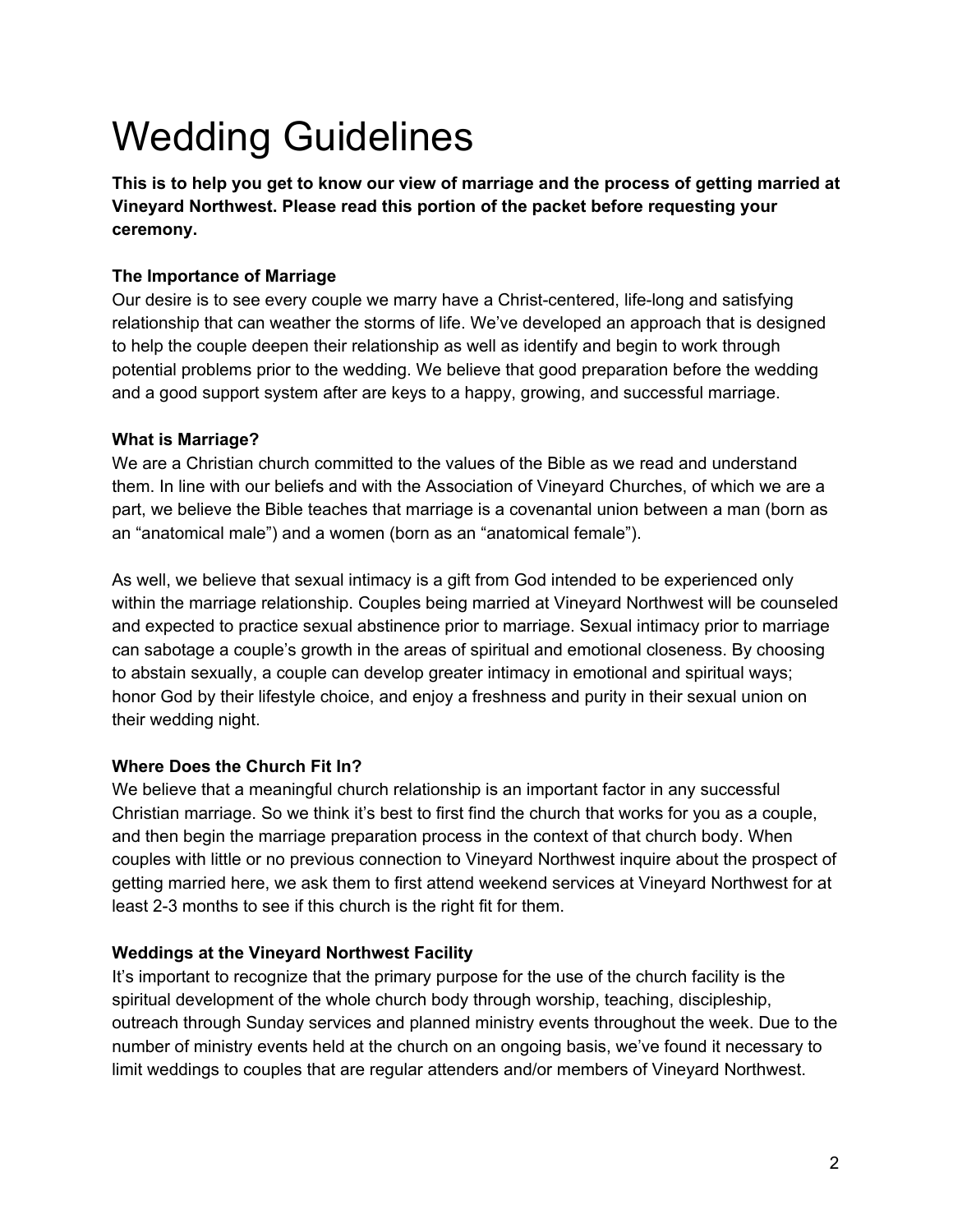# Wedding Guidelines

**This is to help you get to know our view of marriage and the process of getting married at Vineyard Northwest. Please read this portion of the packet before requesting your ceremony.**

**The Importance of Marriage**

Our desire is to see every couple we marry have a Christ-centered, life-long and satisfying relationship that can weather the storms of life. We've developed an approach that is designed to help the couple deepen their relationship as well as identify and begin to work through potential problems prior to the wedding. We believe that good preparation before the wedding and a good support system after are keys to a happy, growing, and successful marriage.

**What is Marriage?**

We are a Christian church committed to the values of the Bible as we read and understand them. In line with our beliefs and with the Association of Vineyard Churches, of which we are a part, we believe the Bible teaches that marriage is a covenantal union between a man (born as an "anatomical male") and a women (born as an "anatomical female").

As well, we believe that sexual intimacy is a gift from God intended to be experienced only within the marriage relationship. Couples being married at Vineyard Northwest will be counseled and expected to practice sexual abstinence prior to marriage. Sexual intimacy prior to marriage can sabotage a couple's growth in the areas of spiritual and emotional closeness. By choosing to abstain sexually, a couple can develop greater intimacy in emotional and spiritual ways; honor God by their lifestyle choice, and enjoy a freshness and purity in their sexual union on their wedding night.

**Where Does the Church Fit In?**

We believe that a meaningful church relationship is an important factor in any successful Christian marriage. So we think it's best to first find the church that works for you as a couple, and then begin the marriage preparation process in the context of that church body. When couples with little or no previous connection to Vineyard Northwest inquire about the prospect of getting married here, we ask them to first attend weekend services at Vineyard Northwest for at least 2-3 months to see if this church is the right fit for them.

**Weddings at the Vineyard Northwest Facility**

It's important to recognize that the primary purpose for the use of the church facility is the spiritual development of the whole church body through worship, teaching, discipleship, outreach through Sunday services and planned ministry events throughout the week. Due to the number of ministry events held at the church on an ongoing basis, we've found it necessary to limit weddings to couples that are regular attenders and/or members of Vineyard Northwest.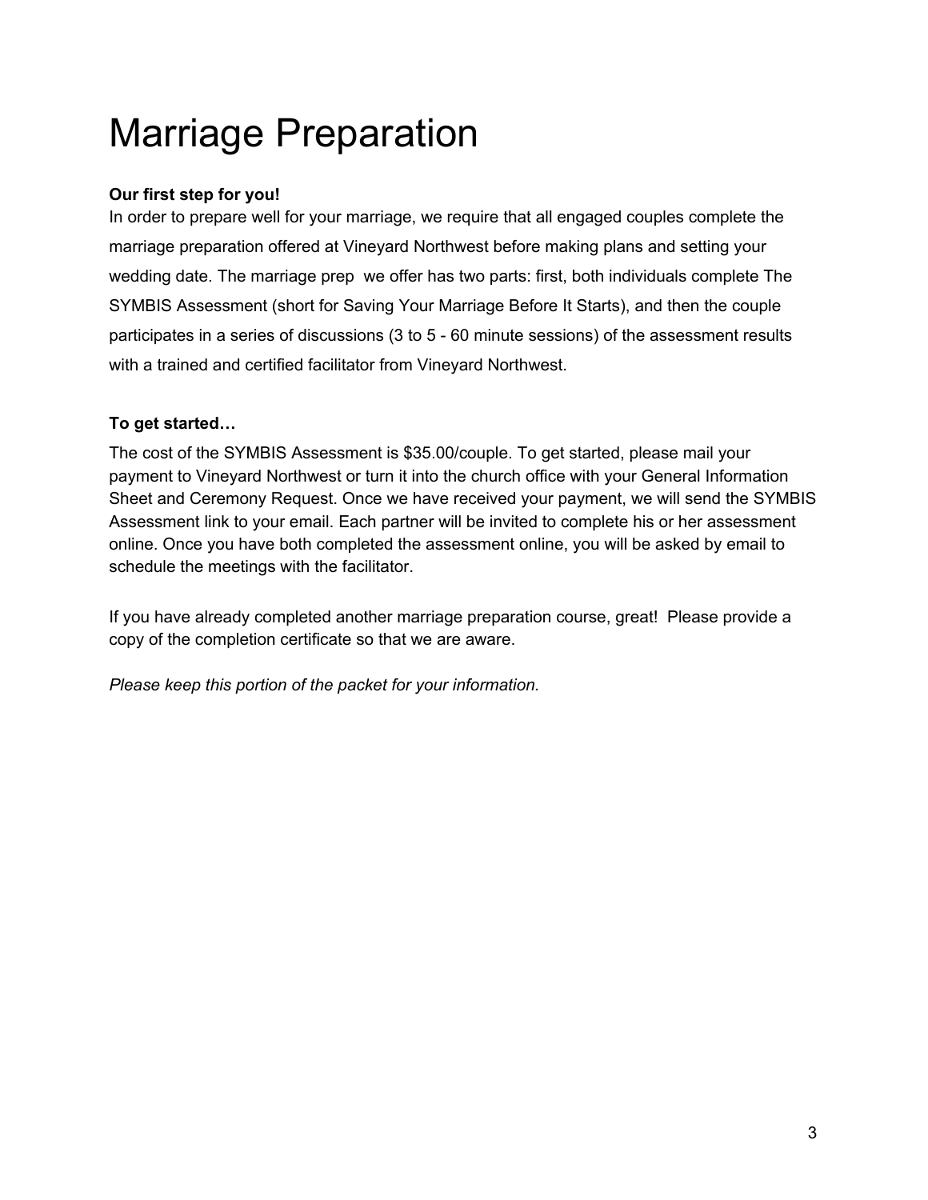# Marriage Preparation

**Our first step for you!**
In order to prepare well for your marriage, we require that all engaged couples complete the marriage preparation offered at Vineyard Northwest before making plans and setting your wedding date. The marriage prep we offer has two parts: first, both individuals complete The SYMBIS Assessment (short for Saving Your Marriage Before It Starts), and then the couple participates in a series of discussions (3 to 5 - 60 minute sessions) of the assessment results with a trained and certified facilitator from Vineyard Northwest.

**To get started…**
The cost of the SYMBIS Assessment is $35.00/couple. To get started, please mail your payment to Vineyard Northwest or turn it into the church office with your General Information Sheet and Ceremony Request. Once we have received your payment, we will send the SYMBIS Assessment link to your email. Each partner will be invited to complete his or her assessment online. Once you have both completed the assessment online, you will be asked by email to schedule the meetings with the facilitator.

If you have already completed another marriage preparation course, great! Please provide a copy of the completion certificate so that we are aware.

*Please keep this portion of the packet for your information.*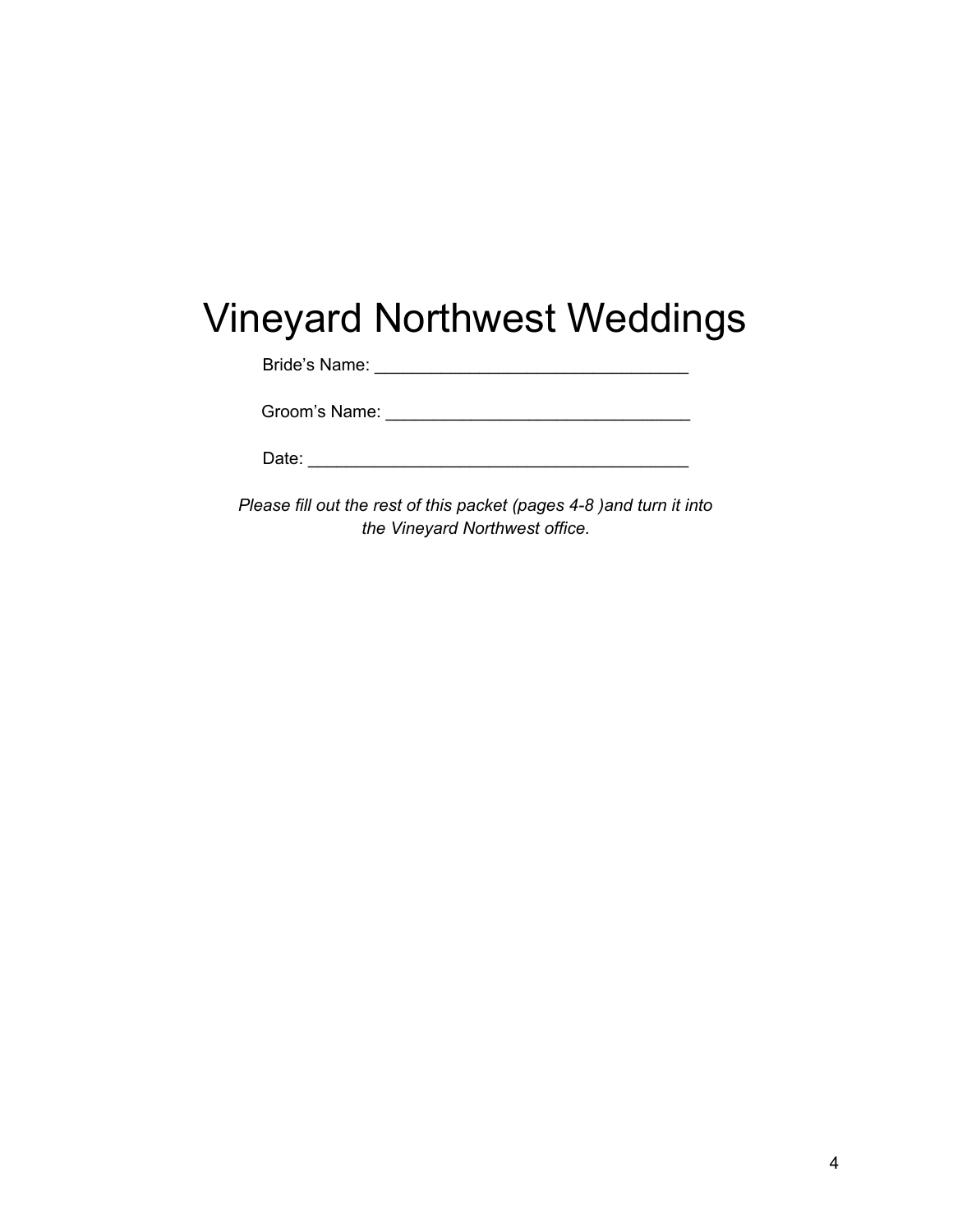# Vineyard Northwest Weddings

Bride's Name: ________________________________

Groom's Name: _______________________________

Date: ________________________________________

*Please fill out the rest of this packet (pages 4-8 )and turn it into the Vineyard Northwest office.*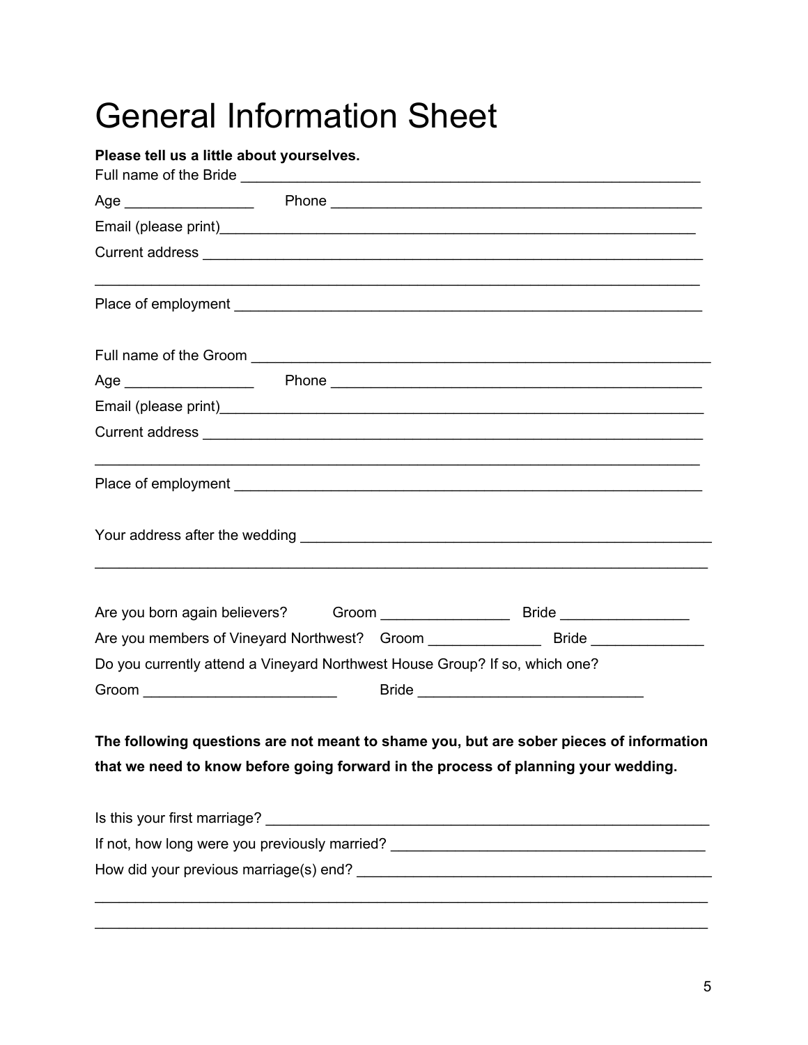# General Information Sheet

**Please tell us a little about yourselves.**

Full name of the Bride ___________________________________________________________

Age ________________ Phone _______________________________________________

Email (please print)__________________________________________________________

Current address ______________________________________________________________

__________________________________________________________________________

Place of employment __________________________________________________________

Full name of the Groom ________________________________________________________

Age ________________ Phone _______________________________________________

Email (please print)__________________________________________________________

Current address ______________________________________________________________

__________________________________________________________________________

Place of employment __________________________________________________________

Your address after the wedding _________________________________________________

__________________________________________________________________________

Are you born again believers? Groom ________________ Bride ________________

Are you members of Vineyard Northwest? Groom ______________ Bride ______________

Do you currently attend a Vineyard Northwest House Group? If so, which one?

Groom ________________________ Bride ____________________________

**The following questions are not meant to shame you, but are sober pieces of information that we need to know before going forward in the process of planning your wedding.**

Is this your first marriage? ____________________________________________________

If not, how long were you previously married? ____________________________________

How did your previous marriage(s) end? _________________________________________

__________________________________________________________________________

__________________________________________________________________________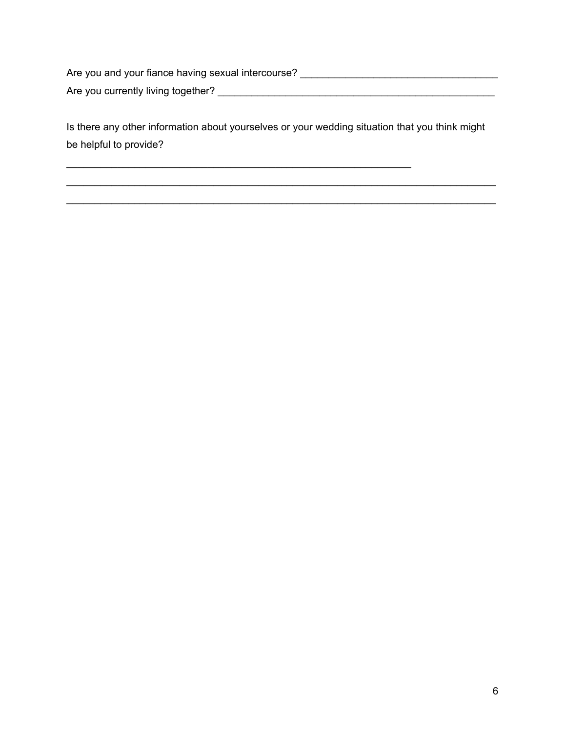Are you and your fiance having sexual intercourse? ___________________________________

Are you currently living together? __________________________________________________

Is there any other information about yourselves or your wedding situation that you think might be helpful to provide?

______________________________________________________________

____________________________________________________________________________

____________________________________________________________________________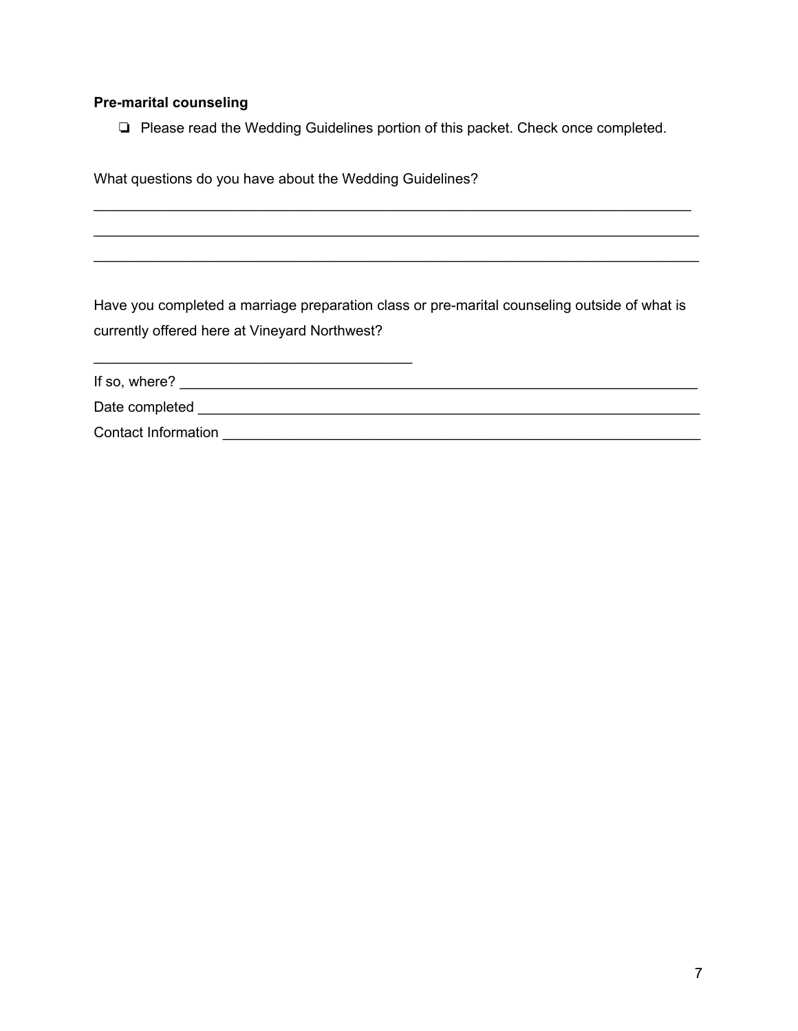**Pre-marital counseling**

- ❏ Please read the Wedding Guidelines portion of this packet. Check once completed.

What questions do you have about the Wedding Guidelines?

_____________________________________________________________________________
_____________________________________________________________________________
_____________________________________________________________________________

Have you completed a marriage preparation class or pre-marital counseling outside of what is currently offered here at Vineyard Northwest?

_________________________________________

If so, where? _________________________________________________________________

Date completed _______________________________________________________________

Contact Information ____________________________________________________________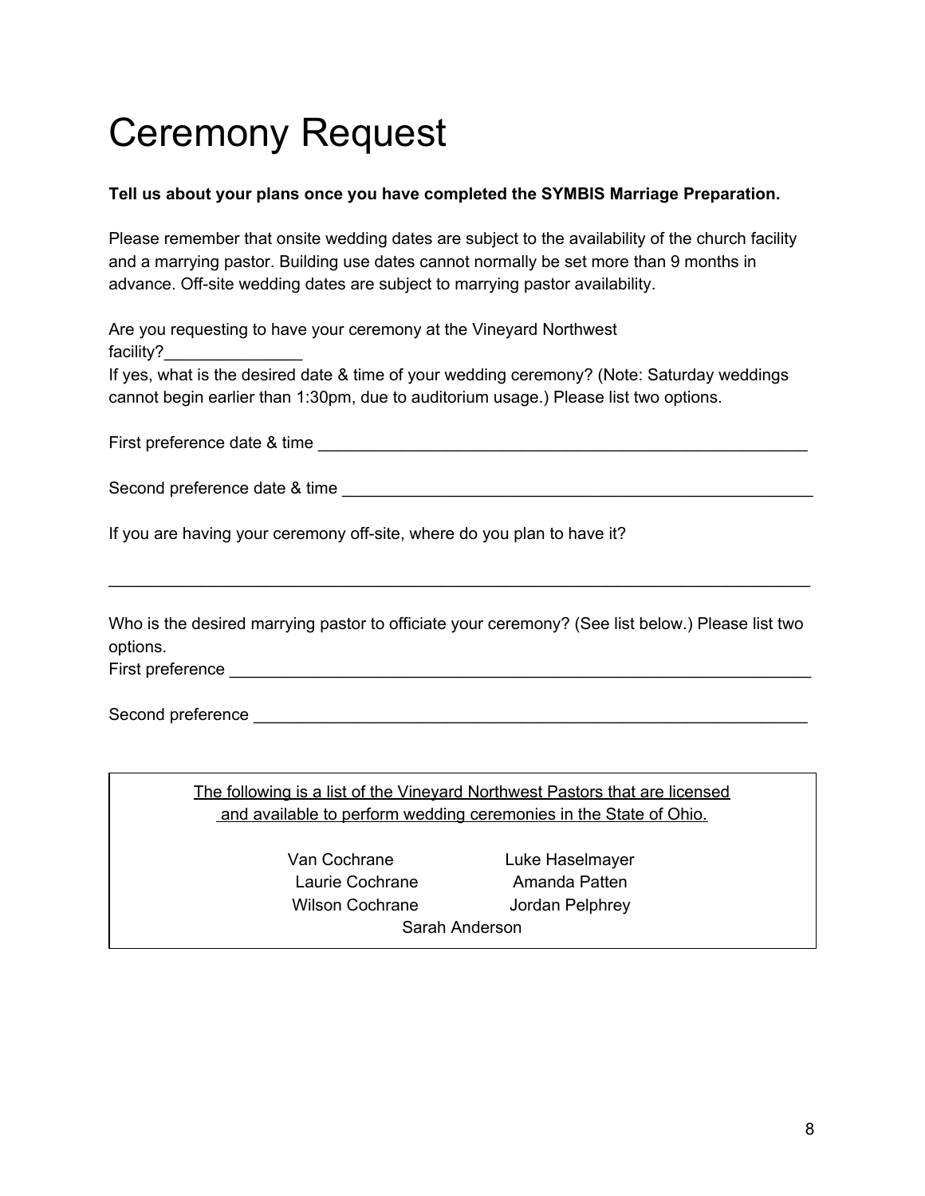# Ceremony Request

**Tell us about your plans once you have completed the SYMBIS Marriage Preparation.**

Please remember that onsite wedding dates are subject to the availability of the church facility and a marrying pastor. Building use dates cannot normally be set more than 9 months in advance. Off-site wedding dates are subject to marrying pastor availability.

Are you requesting to have your ceremony at the Vineyard Northwest facility?_______________

If yes, what is the desired date & time of your wedding ceremony? (Note: Saturday weddings cannot begin earlier than 1:30pm, due to auditorium usage.) Please list two options.

First preference date & time _______________________________________________________

Second preference date & time _____________________________________________________

If you are having your ceremony off-site, where do you plan to have it?

_______________________________________________________________________________

Who is the desired marrying pastor to officiate your ceremony? (See list below.) Please list two options.

First preference ______________________________________________________________

Second preference ____________________________________________________________

The following is a list of the Vineyard Northwest Pastors that are licensed and available to perform wedding ceremonies in the State of Ohio.

Van Cochrane
Laurie Cochrane
Wilson Cochrane
Luke Haselmayer
Amanda Patten
Jordan Pelphrey
Sarah Anderson